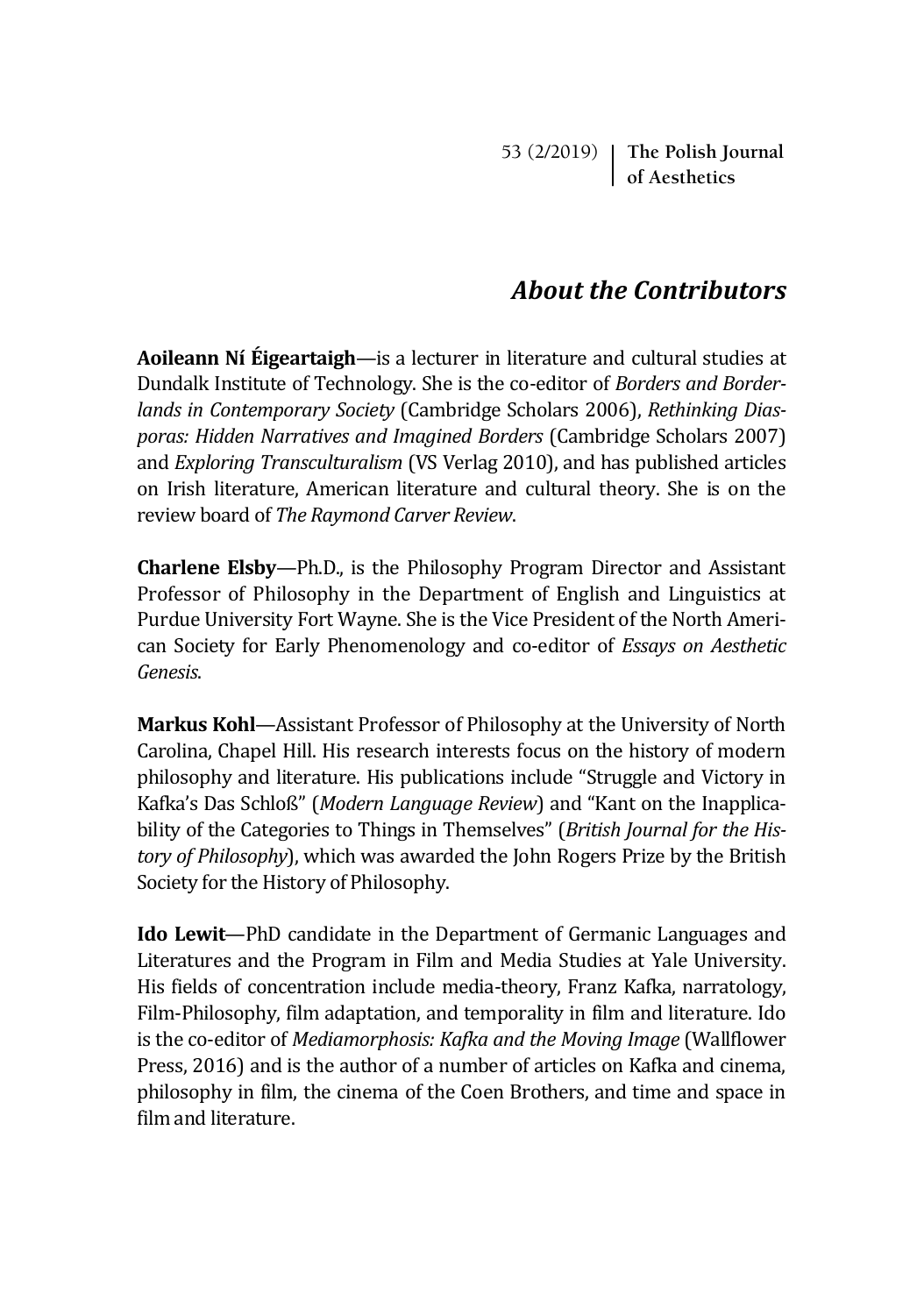## *About the Contributors*

**Aoileann Ní Éigeartaigh**—is a lecturer in literature and cultural studies at Dundalk Institute of Technology. She is the co-editor of *Borders and Borderlands in Contemporary Society* (Cambridge Scholars 2006), *Rethinking Diasporas: Hidden Narratives and Imagined Borders* (Cambridge Scholars 2007) and *Exploring Transculturalism* (VS Verlag 2010), and has published articles on Irish literature, American literature and cultural theory. She is on the review board of *The Raymond Carver Review*.

**Charlene Elsby**—Ph.D., is the Philosophy Program Director and Assistant Professor of Philosophy in the Department of English and Linguistics at Purdue University Fort Wayne. She is the Vice President of the North American Society for Early Phenomenology and co-editor of *Essays on Aesthetic Genesis*.

**Markus Kohl**—Assistant Professor of Philosophy at the University of North Carolina, Chapel Hill. His research interests focus on the history of modern philosophy and literature. His publications include "Struggle and Victory in Kafka's Das Schloß" (*Modern Language Review*) and "Kant on the Inapplicability of the Categories to Things in Themselves" (*British Journal for the History of Philosophy*), which was awarded the John Rogers Prize by the British Society for the History of Philosophy.

**Ido Lewit**—PhD candidate in the Department of Germanic Languages and Literatures and the Program in Film and Media Studies at Yale University. His fields of concentration include media-theory, Franz Kafka, narratology, Film-Philosophy, film adaptation, and temporality in film and literature. Ido is the co-editor of *Mediamorphosis: Kafka and the Moving Image* (Wallflower Press, 2016) and is the author of a number of articles on Kafka and cinema, philosophy in film, the cinema of the Coen Brothers, and time and space in film and literature.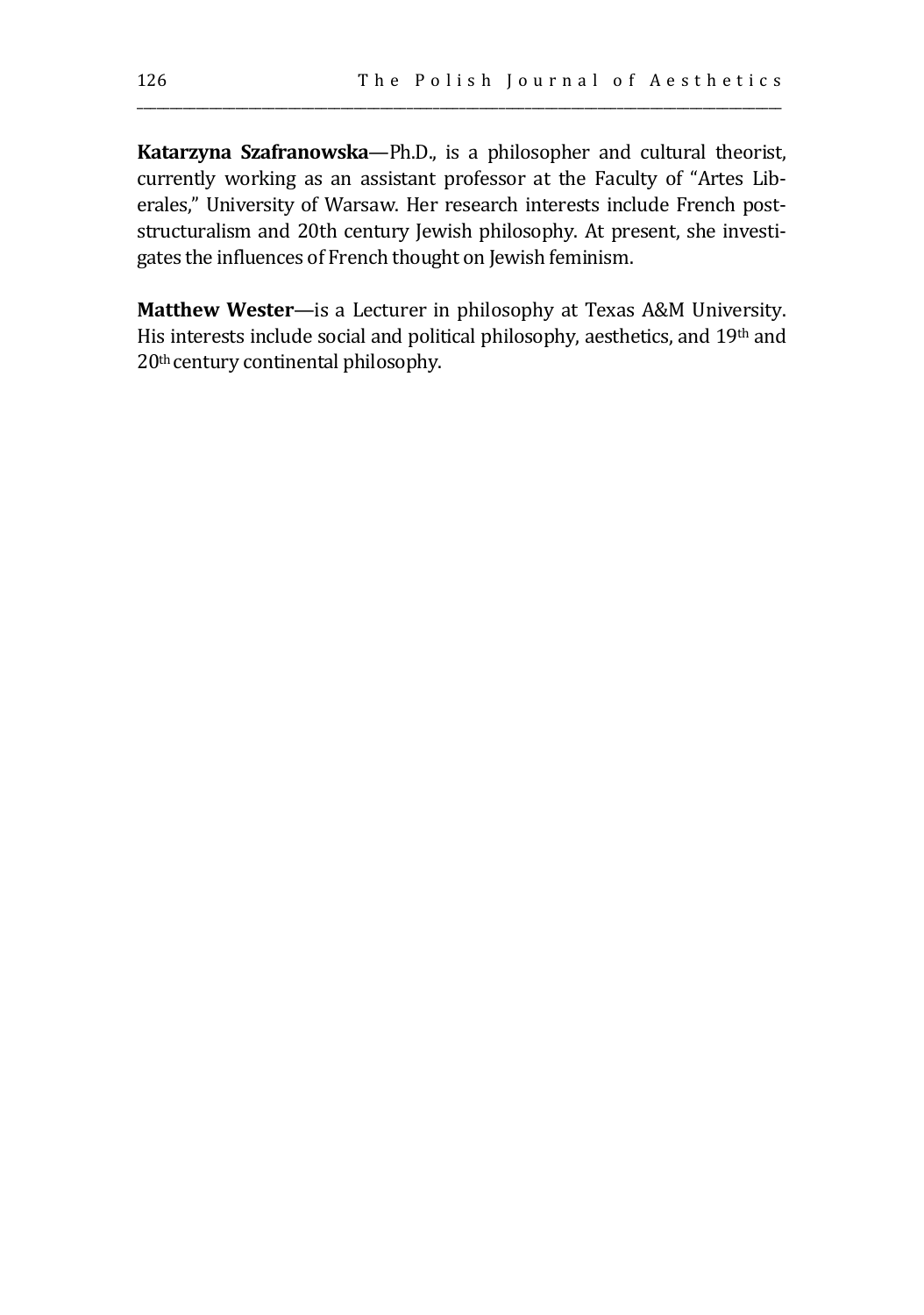**Katarzyna Szafranowska**—Ph.D., is a philosopher and cultural theorist, currently working as an assistant professor at the Faculty of "Artes Liberales," University of Warsaw. Her research interests include French post-structuralism and 20th century Jewish philosophy. At present, she investigates the influences of French thought on Jewish feminism.

**Matthew Wester**—is a Lecturer in philosophy at Texas A&M University. His interests include social and political philosophy, aesthetics, and 19th and 20th century continental philosophy.